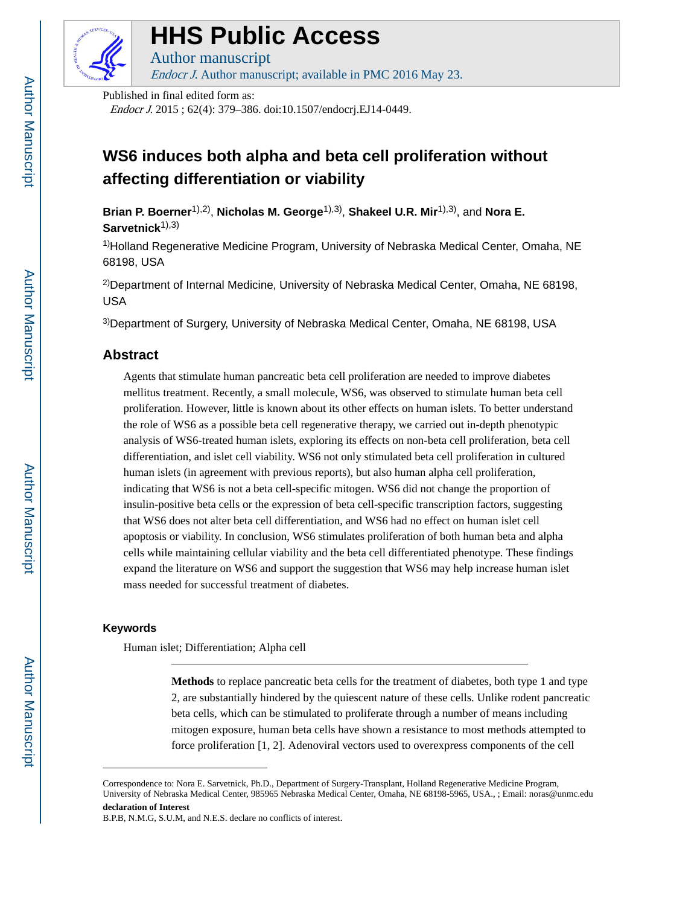# HHS Public Access

Author manuscript

*Endocr J.* Author manuscript; available in PMC 2016 May 23.

Published in final edited form as:

*Endocr J.* 2015 ; 62(4): 379–386. doi:10.1507/endocrj.EJ14-0449.

# WS6 induces both alpha and beta cell proliferation without affecting differentiation or viability

**Brian P. Boerner**[1),2)], **Nicholas M. George**[1),3)], **Shakeel U.R. Mir**[1),3)], and **Nora E. Sarvetnick**[1),3)]

[1)]Holland Regenerative Medicine Program, University of Nebraska Medical Center, Omaha, NE 68198, USA

[2)]Department of Internal Medicine, University of Nebraska Medical Center, Omaha, NE 68198, USA

[3)]Department of Surgery, University of Nebraska Medical Center, Omaha, NE 68198, USA

## Abstract

Agents that stimulate human pancreatic beta cell proliferation are needed to improve diabetes mellitus treatment. Recently, a small molecule, WS6, was observed to stimulate human beta cell proliferation. However, little is known about its other effects on human islets. To better understand the role of WS6 as a possible beta cell regenerative therapy, we carried out in-depth phenotypic analysis of WS6-treated human islets, exploring its effects on non-beta cell proliferation, beta cell differentiation, and islet cell viability. WS6 not only stimulated beta cell proliferation in cultured human islets (in agreement with previous reports), but also human alpha cell proliferation, indicating that WS6 is not a beta cell-specific mitogen. WS6 did not change the proportion of insulin-positive beta cells or the expression of beta cell-specific transcription factors, suggesting that WS6 does not alter beta cell differentiation, and WS6 had no effect on human islet cell apoptosis or viability. In conclusion, WS6 stimulates proliferation of both human beta and alpha cells while maintaining cellular viability and the beta cell differentiated phenotype. These findings expand the literature on WS6 and support the suggestion that WS6 may help increase human islet mass needed for successful treatment of diabetes.

### Keywords

Human islet; Differentiation; Alpha cell

---

**Methods** to replace pancreatic beta cells for the treatment of diabetes, both type 1 and type 2, are substantially hindered by the quiescent nature of these cells. Unlike rodent pancreatic beta cells, which can be stimulated to proliferate through a number of means including mitogen exposure, human beta cells have shown a resistance to most methods attempted to force proliferation [1, 2]. Adenoviral vectors used to overexpress components of the cell

---

Correspondence to: Nora E. Sarvetnick, Ph.D., Department of Surgery-Transplant, Holland Regenerative Medicine Program, University of Nebraska Medical Center, 985965 Nebraska Medical Center, Omaha, NE 68198-5965, USA., ; Email: noras@unmc.edu

**declaration of Interest**

B.P.B, N.M.G, S.U.M, and N.E.S. declare no conflicts of interest.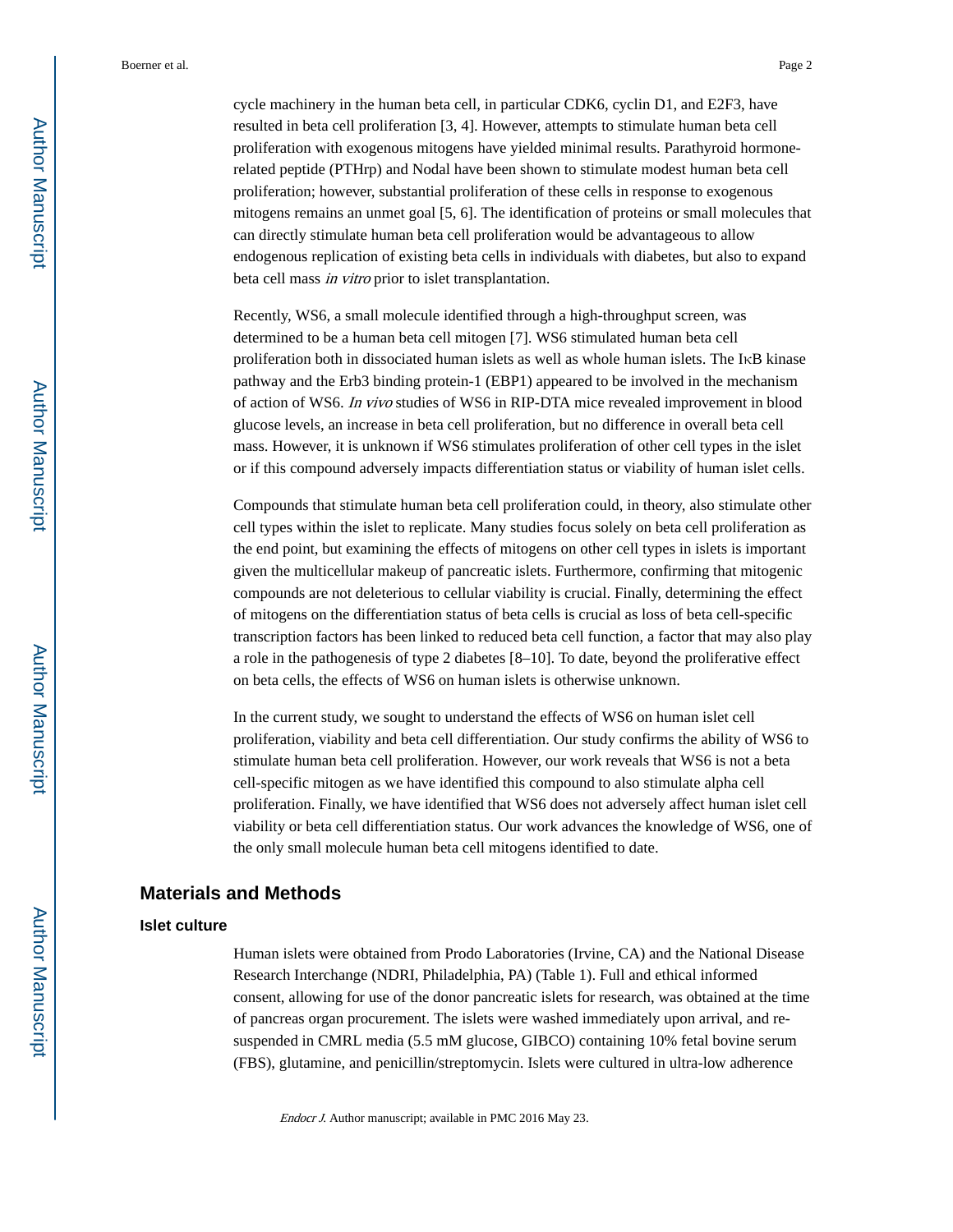cycle machinery in the human beta cell, in particular CDK6, cyclin D1, and E2F3, have resulted in beta cell proliferation [3, 4]. However, attempts to stimulate human beta cell proliferation with exogenous mitogens have yielded minimal results. Parathyroid hormone-related peptide (PTHrp) and Nodal have been shown to stimulate modest human beta cell proliferation; however, substantial proliferation of these cells in response to exogenous mitogens remains an unmet goal [5, 6]. The identification of proteins or small molecules that can directly stimulate human beta cell proliferation would be advantageous to allow endogenous replication of existing beta cells in individuals with diabetes, but also to expand beta cell mass *in vitro* prior to islet transplantation.

Recently, WS6, a small molecule identified through a high-throughput screen, was determined to be a human beta cell mitogen [7]. WS6 stimulated human beta cell proliferation both in dissociated human islets as well as whole human islets. The IκB kinase pathway and the Erb3 binding protein-1 (EBP1) appeared to be involved in the mechanism of action of WS6. *In vivo* studies of WS6 in RIP-DTA mice revealed improvement in blood glucose levels, an increase in beta cell proliferation, but no difference in overall beta cell mass. However, it is unknown if WS6 stimulates proliferation of other cell types in the islet or if this compound adversely impacts differentiation status or viability of human islet cells.

Compounds that stimulate human beta cell proliferation could, in theory, also stimulate other cell types within the islet to replicate. Many studies focus solely on beta cell proliferation as the end point, but examining the effects of mitogens on other cell types in islets is important given the multicellular makeup of pancreatic islets. Furthermore, confirming that mitogenic compounds are not deleterious to cellular viability is crucial. Finally, determining the effect of mitogens on the differentiation status of beta cells is crucial as loss of beta cell-specific transcription factors has been linked to reduced beta cell function, a factor that may also play a role in the pathogenesis of type 2 diabetes [8–10]. To date, beyond the proliferative effect on beta cells, the effects of WS6 on human islets is otherwise unknown.

In the current study, we sought to understand the effects of WS6 on human islet cell proliferation, viability and beta cell differentiation. Our study confirms the ability of WS6 to stimulate human beta cell proliferation. However, our work reveals that WS6 is not a beta cell-specific mitogen as we have identified this compound to also stimulate alpha cell proliferation. Finally, we have identified that WS6 does not adversely affect human islet cell viability or beta cell differentiation status. Our work advances the knowledge of WS6, one of the only small molecule human beta cell mitogens identified to date.

## Materials and Methods

### Islet culture

Human islets were obtained from Prodo Laboratories (Irvine, CA) and the National Disease Research Interchange (NDRI, Philadelphia, PA) (Table 1). Full and ethical informed consent, allowing for use of the donor pancreatic islets for research, was obtained at the time of pancreas organ procurement. The islets were washed immediately upon arrival, and re-suspended in CMRL media (5.5 mM glucose, GIBCO) containing 10% fetal bovine serum (FBS), glutamine, and penicillin/streptomycin. Islets were cultured in ultra-low adherence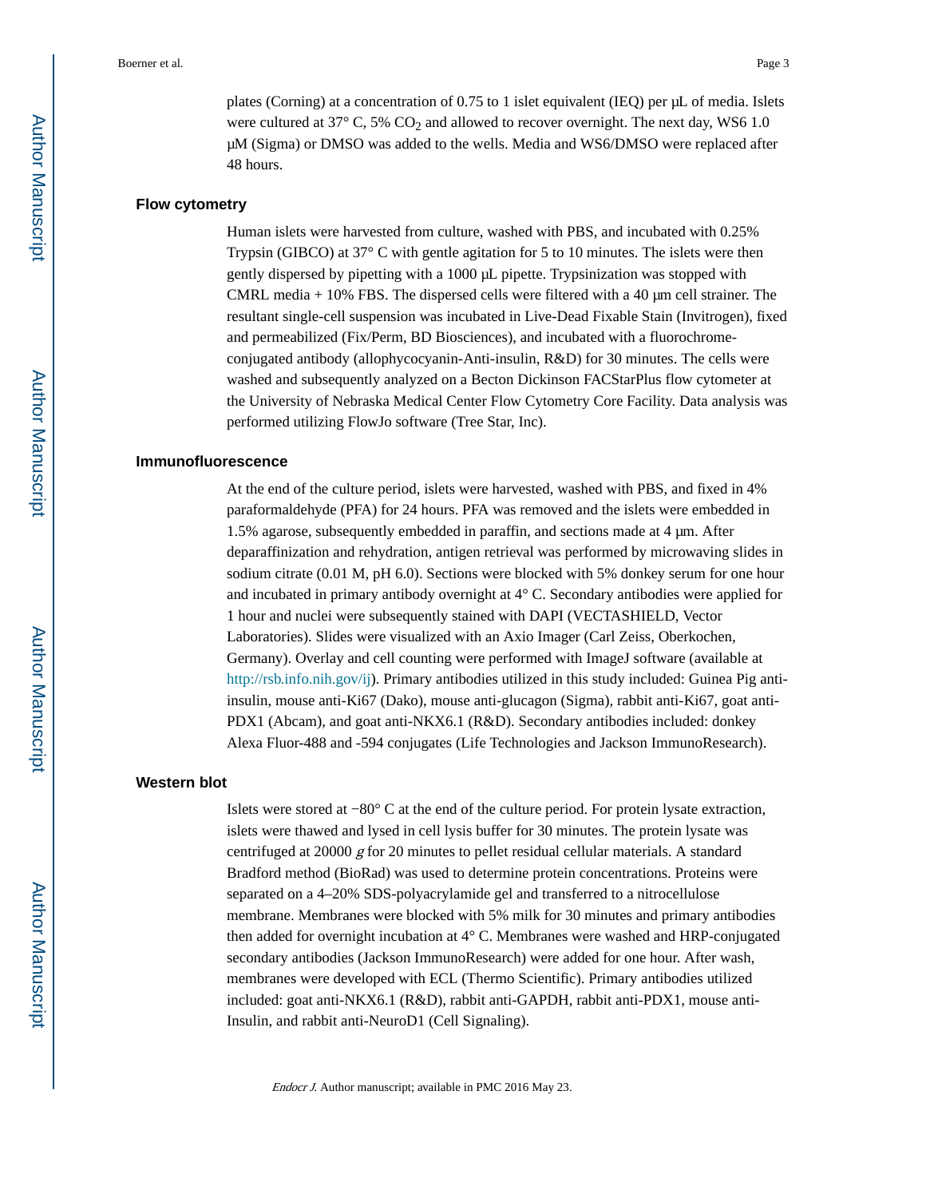plates (Corning) at a concentration of 0.75 to 1 islet equivalent (IEQ) per µL of media. Islets were cultured at 37° C, 5% $CO_2$ and allowed to recover overnight. The next day, WS6 1.0 µM (Sigma) or DMSO was added to the wells. Media and WS6/DMSO were replaced after 48 hours.

### Flow cytometry

Human islets were harvested from culture, washed with PBS, and incubated with 0.25% Trypsin (GIBCO) at 37° C with gentle agitation for 5 to 10 minutes. The islets were then gently dispersed by pipetting with a 1000 µL pipette. Trypsinization was stopped with CMRL media + 10% FBS. The dispersed cells were filtered with a 40 µm cell strainer. The resultant single-cell suspension was incubated in Live-Dead Fixable Stain (Invitrogen), fixed and permeabilized (Fix/Perm, BD Biosciences), and incubated with a fluorochrome-conjugated antibody (allophycocyanin-Anti-insulin, R&D) for 30 minutes. The cells were washed and subsequently analyzed on a Becton Dickinson FACStarPlus flow cytometer at the University of Nebraska Medical Center Flow Cytometry Core Facility. Data analysis was performed utilizing FlowJo software (Tree Star, Inc).

### Immunofluorescence

At the end of the culture period, islets were harvested, washed with PBS, and fixed in 4% paraformaldehyde (PFA) for 24 hours. PFA was removed and the islets were embedded in 1.5% agarose, subsequently embedded in paraffin, and sections made at 4 µm. After deparaffinization and rehydration, antigen retrieval was performed by microwaving slides in sodium citrate (0.01 M, pH 6.0). Sections were blocked with 5% donkey serum for one hour and incubated in primary antibody overnight at 4° C. Secondary antibodies were applied for 1 hour and nuclei were subsequently stained with DAPI (VECTASHIELD, Vector Laboratories). Slides were visualized with an Axio Imager (Carl Zeiss, Oberkochen, Germany). Overlay and cell counting were performed with ImageJ software (available at http://rsb.info.nih.gov/ij). Primary antibodies utilized in this study included: Guinea Pig anti-insulin, mouse anti-Ki67 (Dako), mouse anti-glucagon (Sigma), rabbit anti-Ki67, goat anti-PDX1 (Abcam), and goat anti-NKX6.1 (R&D). Secondary antibodies included: donkey Alexa Fluor-488 and -594 conjugates (Life Technologies and Jackson ImmunoResearch).

### Western blot

Islets were stored at −80° C at the end of the culture period. For protein lysate extraction, islets were thawed and lysed in cell lysis buffer for 30 minutes. The protein lysate was centrifuged at 20000 *g* for 20 minutes to pellet residual cellular materials. A standard Bradford method (BioRad) was used to determine protein concentrations. Proteins were separated on a 4–20% SDS-polyacrylamide gel and transferred to a nitrocellulose membrane. Membranes were blocked with 5% milk for 30 minutes and primary antibodies then added for overnight incubation at 4° C. Membranes were washed and HRP-conjugated secondary antibodies (Jackson ImmunoResearch) were added for one hour. After wash, membranes were developed with ECL (Thermo Scientific). Primary antibodies utilized included: goat anti-NKX6.1 (R&D), rabbit anti-GAPDH, rabbit anti-PDX1, mouse anti-Insulin, and rabbit anti-NeuroD1 (Cell Signaling).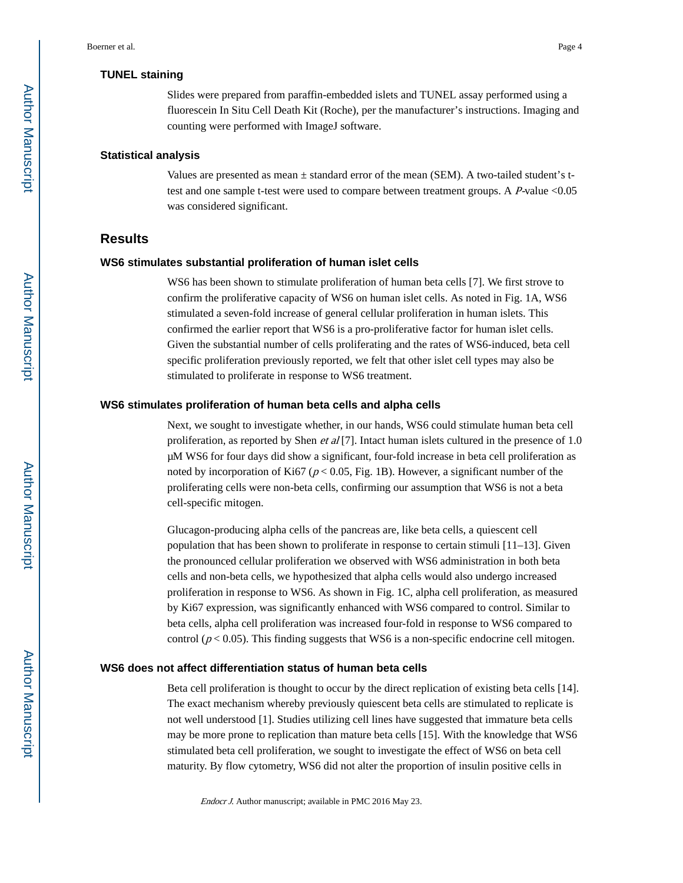### TUNEL staining

Slides were prepared from paraffin-embedded islets and TUNEL assay performed using a fluorescein In Situ Cell Death Kit (Roche), per the manufacturer's instructions. Imaging and counting were performed with ImageJ software.

### Statistical analysis

Values are presented as mean ± standard error of the mean (SEM). A two-tailed student's t-test and one sample t-test were used to compare between treatment groups. A *P*-value <0.05 was considered significant.

## Results

### WS6 stimulates substantial proliferation of human islet cells

WS6 has been shown to stimulate proliferation of human beta cells [7]. We first strove to confirm the proliferative capacity of WS6 on human islet cells. As noted in Fig. 1A, WS6 stimulated a seven-fold increase of general cellular proliferation in human islets. This confirmed the earlier report that WS6 is a pro-proliferative factor for human islet cells. Given the substantial number of cells proliferating and the rates of WS6-induced, beta cell specific proliferation previously reported, we felt that other islet cell types may also be stimulated to proliferate in response to WS6 treatment.

### WS6 stimulates proliferation of human beta cells and alpha cells

Next, we sought to investigate whether, in our hands, WS6 could stimulate human beta cell proliferation, as reported by Shen *et al* [7]. Intact human islets cultured in the presence of 1.0 μM WS6 for four days did show a significant, four-fold increase in beta cell proliferation as noted by incorporation of Ki67 ($p < 0.05$, Fig. 1B). However, a significant number of the proliferating cells were non-beta cells, confirming our assumption that WS6 is not a beta cell-specific mitogen.

Glucagon-producing alpha cells of the pancreas are, like beta cells, a quiescent cell population that has been shown to proliferate in response to certain stimuli [11–13]. Given the pronounced cellular proliferation we observed with WS6 administration in both beta cells and non-beta cells, we hypothesized that alpha cells would also undergo increased proliferation in response to WS6. As shown in Fig. 1C, alpha cell proliferation, as measured by Ki67 expression, was significantly enhanced with WS6 compared to control. Similar to beta cells, alpha cell proliferation was increased four-fold in response to WS6 compared to control ($p < 0.05$). This finding suggests that WS6 is a non-specific endocrine cell mitogen.

### WS6 does not affect differentiation status of human beta cells

Beta cell proliferation is thought to occur by the direct replication of existing beta cells [14]. The exact mechanism whereby previously quiescent beta cells are stimulated to replicate is not well understood [1]. Studies utilizing cell lines have suggested that immature beta cells may be more prone to replication than mature beta cells [15]. With the knowledge that WS6 stimulated beta cell proliferation, we sought to investigate the effect of WS6 on beta cell maturity. By flow cytometry, WS6 did not alter the proportion of insulin positive cells in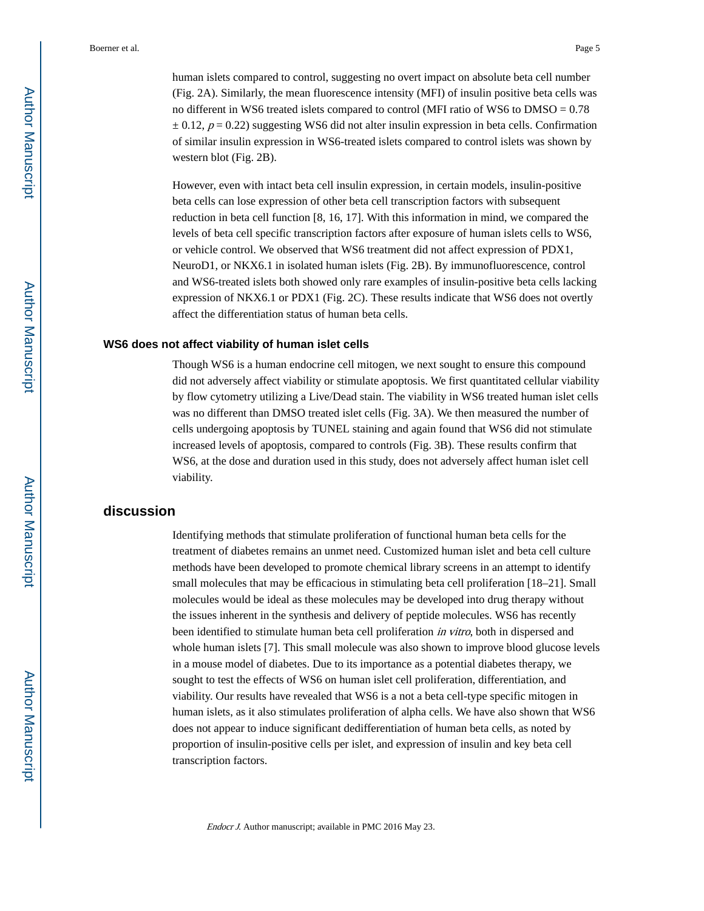human islets compared to control, suggesting no overt impact on absolute beta cell number (Fig. 2A). Similarly, the mean fluorescence intensity (MFI) of insulin positive beta cells was no different in WS6 treated islets compared to control (MFI ratio of WS6 to DMSO = 0.78 ± 0.12, $p = 0.22$) suggesting WS6 did not alter insulin expression in beta cells. Confirmation of similar insulin expression in WS6-treated islets compared to control islets was shown by western blot (Fig. 2B).

However, even with intact beta cell insulin expression, in certain models, insulin-positive beta cells can lose expression of other beta cell transcription factors with subsequent reduction in beta cell function [8, 16, 17]. With this information in mind, we compared the levels of beta cell specific transcription factors after exposure of human islets cells to WS6, or vehicle control. We observed that WS6 treatment did not affect expression of PDX1, NeuroD1, or NKX6.1 in isolated human islets (Fig. 2B). By immunofluorescence, control and WS6-treated islets both showed only rare examples of insulin-positive beta cells lacking expression of NKX6.1 or PDX1 (Fig. 2C). These results indicate that WS6 does not overtly affect the differentiation status of human beta cells.

### WS6 does not affect viability of human islet cells

Though WS6 is a human endocrine cell mitogen, we next sought to ensure this compound did not adversely affect viability or stimulate apoptosis. We first quantitated cellular viability by flow cytometry utilizing a Live/Dead stain. The viability in WS6 treated human islet cells was no different than DMSO treated islet cells (Fig. 3A). We then measured the number of cells undergoing apoptosis by TUNEL staining and again found that WS6 did not stimulate increased levels of apoptosis, compared to controls (Fig. 3B). These results confirm that WS6, at the dose and duration used in this study, does not adversely affect human islet cell viability.

## discussion

Identifying methods that stimulate proliferation of functional human beta cells for the treatment of diabetes remains an unmet need. Customized human islet and beta cell culture methods have been developed to promote chemical library screens in an attempt to identify small molecules that may be efficacious in stimulating beta cell proliferation [18–21]. Small molecules would be ideal as these molecules may be developed into drug therapy without the issues inherent in the synthesis and delivery of peptide molecules. WS6 has recently been identified to stimulate human beta cell proliferation *in vitro*, both in dispersed and whole human islets [7]. This small molecule was also shown to improve blood glucose levels in a mouse model of diabetes. Due to its importance as a potential diabetes therapy, we sought to test the effects of WS6 on human islet cell proliferation, differentiation, and viability. Our results have revealed that WS6 is a not a beta cell-type specific mitogen in human islets, as it also stimulates proliferation of alpha cells. We have also shown that WS6 does not appear to induce significant dedifferentiation of human beta cells, as noted by proportion of insulin-positive cells per islet, and expression of insulin and key beta cell transcription factors.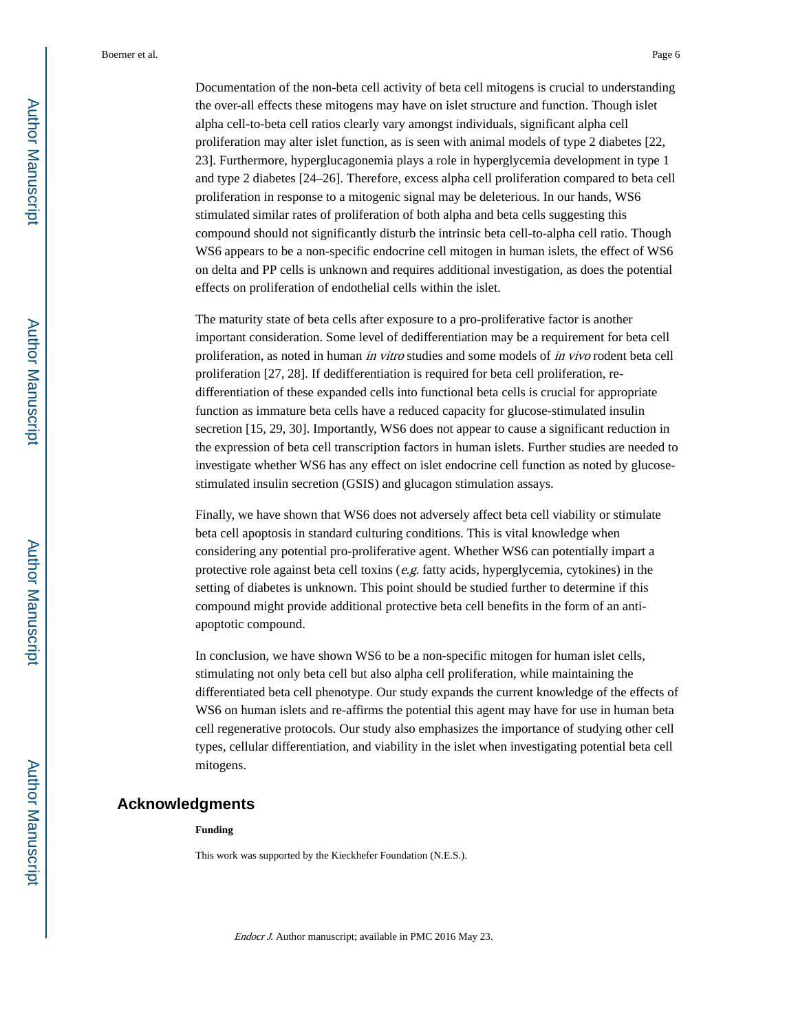Documentation of the non-beta cell activity of beta cell mitogens is crucial to understanding the over-all effects these mitogens may have on islet structure and function. Though islet alpha cell-to-beta cell ratios clearly vary amongst individuals, significant alpha cell proliferation may alter islet function, as is seen with animal models of type 2 diabetes [22, 23]. Furthermore, hyperglucagonemia plays a role in hyperglycemia development in type 1 and type 2 diabetes [24–26]. Therefore, excess alpha cell proliferation compared to beta cell proliferation in response to a mitogenic signal may be deleterious. In our hands, WS6 stimulated similar rates of proliferation of both alpha and beta cells suggesting this compound should not significantly disturb the intrinsic beta cell-to-alpha cell ratio. Though WS6 appears to be a non-specific endocrine cell mitogen in human islets, the effect of WS6 on delta and PP cells is unknown and requires additional investigation, as does the potential effects on proliferation of endothelial cells within the islet.

The maturity state of beta cells after exposure to a pro-proliferative factor is another important consideration. Some level of dedifferentiation may be a requirement for beta cell proliferation, as noted in human *in vitro* studies and some models of *in vivo* rodent beta cell proliferation [27, 28]. If dedifferentiation is required for beta cell proliferation, re-differentiation of these expanded cells into functional beta cells is crucial for appropriate function as immature beta cells have a reduced capacity for glucose-stimulated insulin secretion [15, 29, 30]. Importantly, WS6 does not appear to cause a significant reduction in the expression of beta cell transcription factors in human islets. Further studies are needed to investigate whether WS6 has any effect on islet endocrine cell function as noted by glucose-stimulated insulin secretion (GSIS) and glucagon stimulation assays.

Finally, we have shown that WS6 does not adversely affect beta cell viability or stimulate beta cell apoptosis in standard culturing conditions. This is vital knowledge when considering any potential pro-proliferative agent. Whether WS6 can potentially impart a protective role against beta cell toxins (*e.g.* fatty acids, hyperglycemia, cytokines) in the setting of diabetes is unknown. This point should be studied further to determine if this compound might provide additional protective beta cell benefits in the form of an anti-apoptotic compound.

In conclusion, we have shown WS6 to be a non-specific mitogen for human islet cells, stimulating not only beta cell but also alpha cell proliferation, while maintaining the differentiated beta cell phenotype. Our study expands the current knowledge of the effects of WS6 on human islets and re-affirms the potential this agent may have for use in human beta cell regenerative protocols. Our study also emphasizes the importance of studying other cell types, cellular differentiation, and viability in the islet when investigating potential beta cell mitogens.

## Acknowledgments

**Funding**

This work was supported by the Kieckhefer Foundation (N.E.S.).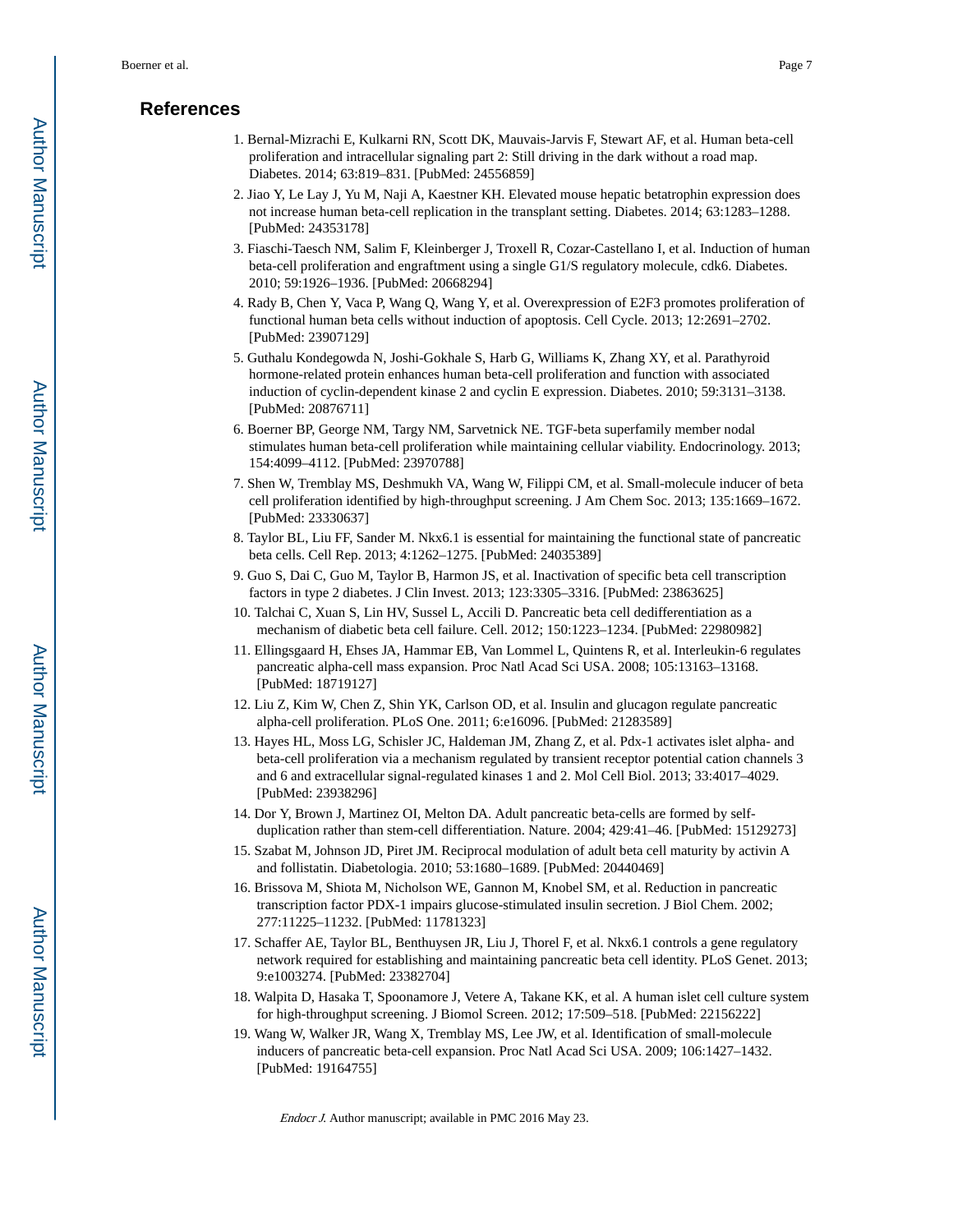## References

1. Bernal-Mizrachi E, Kulkarni RN, Scott DK, Mauvais-Jarvis F, Stewart AF, et al. Human beta-cell proliferation and intracellular signaling part 2: Still driving in the dark without a road map. Diabetes. 2014; 63:819–831. [PubMed: 24556859]
2. Jiao Y, Le Lay J, Yu M, Naji A, Kaestner KH. Elevated mouse hepatic betatrophin expression does not increase human beta-cell replication in the transplant setting. Diabetes. 2014; 63:1283–1288. [PubMed: 24353178]
3. Fiaschi-Taesch NM, Salim F, Kleinberger J, Troxell R, Cozar-Castellano I, et al. Induction of human beta-cell proliferation and engraftment using a single G1/S regulatory molecule, cdk6. Diabetes. 2010; 59:1926–1936. [PubMed: 20668294]
4. Rady B, Chen Y, Vaca P, Wang Q, Wang Y, et al. Overexpression of E2F3 promotes proliferation of functional human beta cells without induction of apoptosis. Cell Cycle. 2013; 12:2691–2702. [PubMed: 23907129]
5. Guthalu Kondegowda N, Joshi-Gokhale S, Harb G, Williams K, Zhang XY, et al. Parathyroid hormone-related protein enhances human beta-cell proliferation and function with associated induction of cyclin-dependent kinase 2 and cyclin E expression. Diabetes. 2010; 59:3131–3138. [PubMed: 20876711]
6. Boerner BP, George NM, Targy NM, Sarvetnick NE. TGF-beta superfamily member nodal stimulates human beta-cell proliferation while maintaining cellular viability. Endocrinology. 2013; 154:4099–4112. [PubMed: 23970788]
7. Shen W, Tremblay MS, Deshmukh VA, Wang W, Filippi CM, et al. Small-molecule inducer of beta cell proliferation identified by high-throughput screening. J Am Chem Soc. 2013; 135:1669–1672. [PubMed: 23330637]
8. Taylor BL, Liu FF, Sander M. Nkx6.1 is essential for maintaining the functional state of pancreatic beta cells. Cell Rep. 2013; 4:1262–1275. [PubMed: 24035389]
9. Guo S, Dai C, Guo M, Taylor B, Harmon JS, et al. Inactivation of specific beta cell transcription factors in type 2 diabetes. J Clin Invest. 2013; 123:3305–3316. [PubMed: 23863625]
10. Talchai C, Xuan S, Lin HV, Sussel L, Accili D. Pancreatic beta cell dedifferentiation as a mechanism of diabetic beta cell failure. Cell. 2012; 150:1223–1234. [PubMed: 22980982]
11. Ellingsgaard H, Ehses JA, Hammar EB, Van Lommel L, Quintens R, et al. Interleukin-6 regulates pancreatic alpha-cell mass expansion. Proc Natl Acad Sci USA. 2008; 105:13163–13168. [PubMed: 18719127]
12. Liu Z, Kim W, Chen Z, Shin YK, Carlson OD, et al. Insulin and glucagon regulate pancreatic alpha-cell proliferation. PLoS One. 2011; 6:e16096. [PubMed: 21283589]
13. Hayes HL, Moss LG, Schisler JC, Haldeman JM, Zhang Z, et al. Pdx-1 activates islet alpha- and beta-cell proliferation via a mechanism regulated by transient receptor potential cation channels 3 and 6 and extracellular signal-regulated kinases 1 and 2. Mol Cell Biol. 2013; 33:4017–4029. [PubMed: 23938296]
14. Dor Y, Brown J, Martinez OI, Melton DA. Adult pancreatic beta-cells are formed by self-duplication rather than stem-cell differentiation. Nature. 2004; 429:41–46. [PubMed: 15129273]
15. Szabat M, Johnson JD, Piret JM. Reciprocal modulation of adult beta cell maturity by activin A and follistatin. Diabetologia. 2010; 53:1680–1689. [PubMed: 20440469]
16. Brissova M, Shiota M, Nicholson WE, Gannon M, Knobel SM, et al. Reduction in pancreatic transcription factor PDX-1 impairs glucose-stimulated insulin secretion. J Biol Chem. 2002; 277:11225–11232. [PubMed: 11781323]
17. Schaffer AE, Taylor BL, Benthuysen JR, Liu J, Thorel F, et al. Nkx6.1 controls a gene regulatory network required for establishing and maintaining pancreatic beta cell identity. PLoS Genet. 2013; 9:e1003274. [PubMed: 23382704]
18. Walpita D, Hasaka T, Spoonamore J, Vetere A, Takane KK, et al. A human islet cell culture system for high-throughput screening. J Biomol Screen. 2012; 17:509–518. [PubMed: 22156222]
19. Wang W, Walker JR, Wang X, Tremblay MS, Lee JW, et al. Identification of small-molecule inducers of pancreatic beta-cell expansion. Proc Natl Acad Sci USA. 2009; 106:1427–1432. [PubMed: 19164755]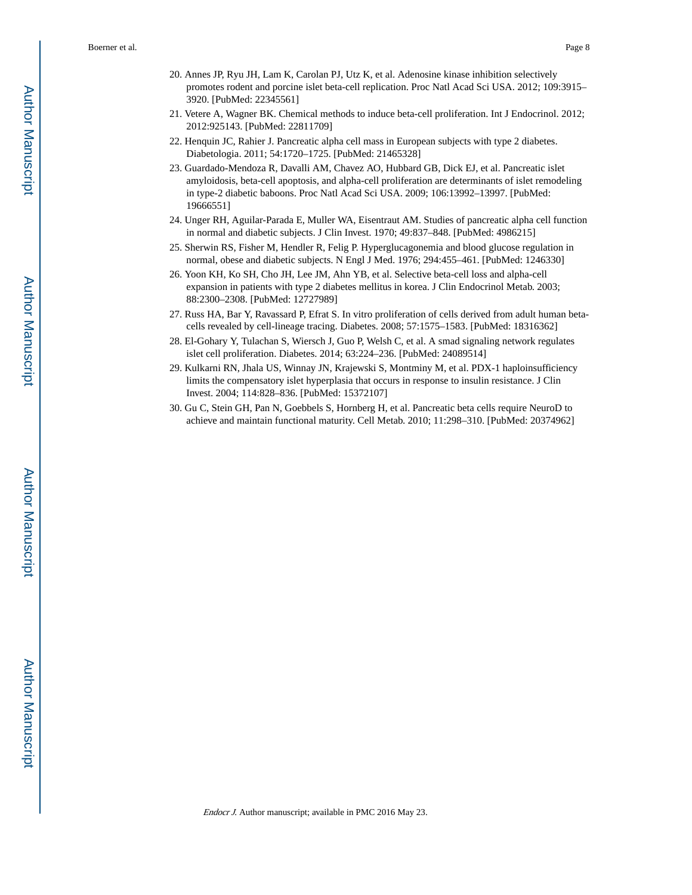20. Annes JP, Ryu JH, Lam K, Carolan PJ, Utz K, et al. Adenosine kinase inhibition selectively promotes rodent and porcine islet beta-cell replication. Proc Natl Acad Sci USA. 2012; 109:3915–3920. [PubMed: 22345561]
21. Vetere A, Wagner BK. Chemical methods to induce beta-cell proliferation. Int J Endocrinol. 2012; 2012:925143. [PubMed: 22811709]
22. Henquin JC, Rahier J. Pancreatic alpha cell mass in European subjects with type 2 diabetes. Diabetologia. 2011; 54:1720–1725. [PubMed: 21465328]
23. Guardado-Mendoza R, Davalli AM, Chavez AO, Hubbard GB, Dick EJ, et al. Pancreatic islet amyloidosis, beta-cell apoptosis, and alpha-cell proliferation are determinants of islet remodeling in type-2 diabetic baboons. Proc Natl Acad Sci USA. 2009; 106:13992–13997. [PubMed: 19666551]
24. Unger RH, Aguilar-Parada E, Muller WA, Eisentraut AM. Studies of pancreatic alpha cell function in normal and diabetic subjects. J Clin Invest. 1970; 49:837–848. [PubMed: 4986215]
25. Sherwin RS, Fisher M, Hendler R, Felig P. Hyperglucagonemia and blood glucose regulation in normal, obese and diabetic subjects. N Engl J Med. 1976; 294:455–461. [PubMed: 1246330]
26. Yoon KH, Ko SH, Cho JH, Lee JM, Ahn YB, et al. Selective beta-cell loss and alpha-cell expansion in patients with type 2 diabetes mellitus in korea. J Clin Endocrinol Metab. 2003; 88:2300–2308. [PubMed: 12727989]
27. Russ HA, Bar Y, Ravassard P, Efrat S. In vitro proliferation of cells derived from adult human beta-cells revealed by cell-lineage tracing. Diabetes. 2008; 57:1575–1583. [PubMed: 18316362]
28. El-Gohary Y, Tulachan S, Wiersch J, Guo P, Welsh C, et al. A smad signaling network regulates islet cell proliferation. Diabetes. 2014; 63:224–236. [PubMed: 24089514]
29. Kulkarni RN, Jhala US, Winnay JN, Krajewski S, Montminy M, et al. PDX-1 haploinsufficiency limits the compensatory islet hyperplasia that occurs in response to insulin resistance. J Clin Invest. 2004; 114:828–836. [PubMed: 15372107]
30. Gu C, Stein GH, Pan N, Goebbels S, Hornberg H, et al. Pancreatic beta cells require NeuroD to achieve and maintain functional maturity. Cell Metab. 2010; 11:298–310. [PubMed: 20374962]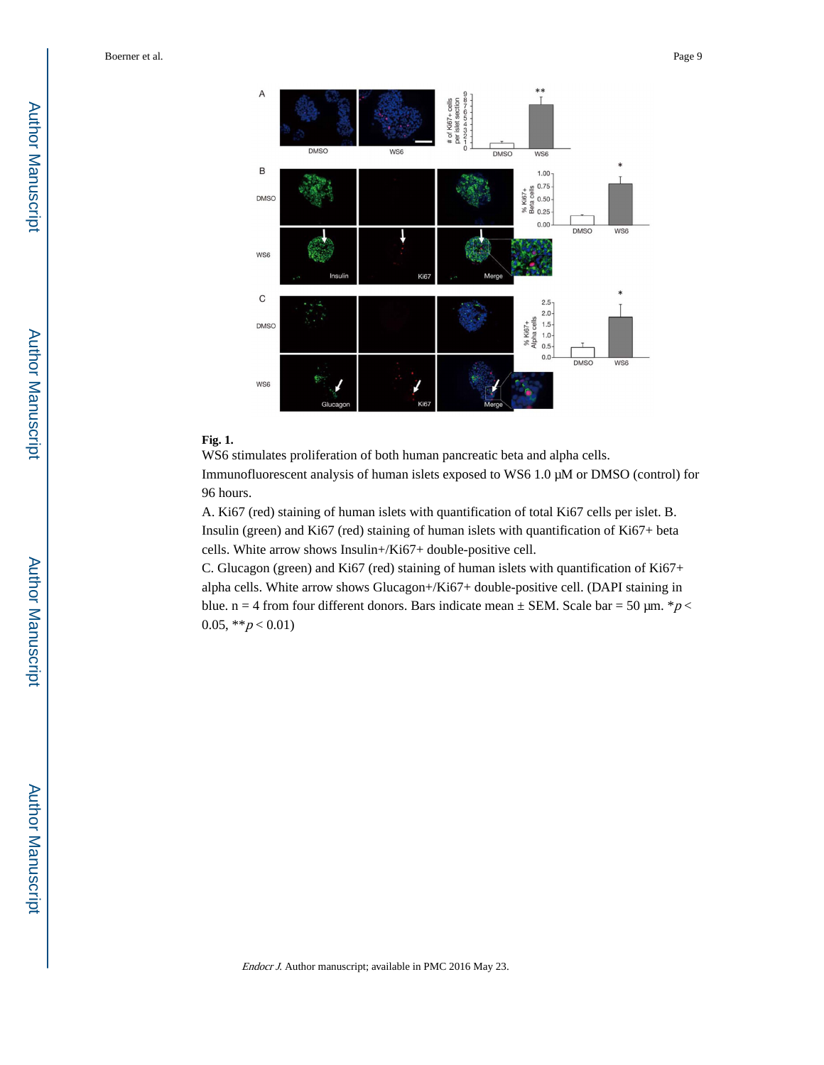**Fig. 1.**

WS6 stimulates proliferation of both human pancreatic beta and alpha cells.

Immunofluorescent analysis of human islets exposed to WS6 1.0 µM or DMSO (control) for 96 hours.

A. Ki67 (red) staining of human islets with quantification of total Ki67 cells per islet. B. Insulin (green) and Ki67 (red) staining of human islets with quantification of Ki67+ beta cells. White arrow shows Insulin+/Ki67+ double-positive cell.

C. Glucagon (green) and Ki67 (red) staining of human islets with quantification of Ki67+ alpha cells. White arrow shows Glucagon+/Ki67+ double-positive cell. (DAPI staining in blue. n = 4 from four different donors. Bars indicate mean ± SEM. Scale bar = 50 µm. \*$p < 0.05$, \*\*$p < 0.01$)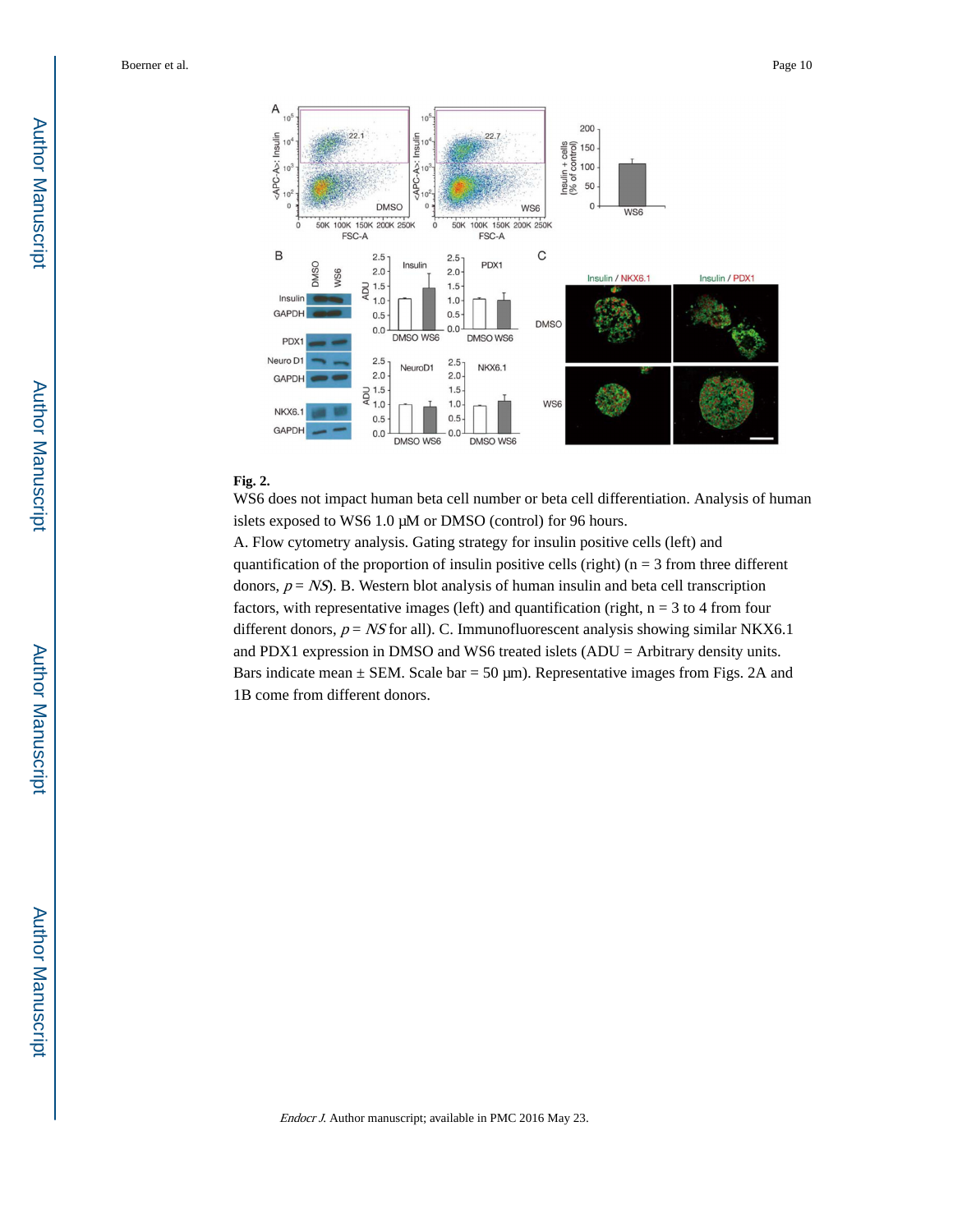**Fig. 2.**

WS6 does not impact human beta cell number or beta cell differentiation. Analysis of human islets exposed to WS6 1.0 μM or DMSO (control) for 96 hours.

A. Flow cytometry analysis. Gating strategy for insulin positive cells (left) and quantification of the proportion of insulin positive cells (right) (n = 3 from three different donors, *p* = *NS*). B. Western blot analysis of human insulin and beta cell transcription factors, with representative images (left) and quantification (right, n = 3 to 4 from four different donors, *p* = *NS* for all). C. Immunofluorescent analysis showing similar NKX6.1 and PDX1 expression in DMSO and WS6 treated islets (ADU = Arbitrary density units. Bars indicate mean ± SEM. Scale bar = 50 μm). Representative images from Figs. 2A and 1B come from different donors.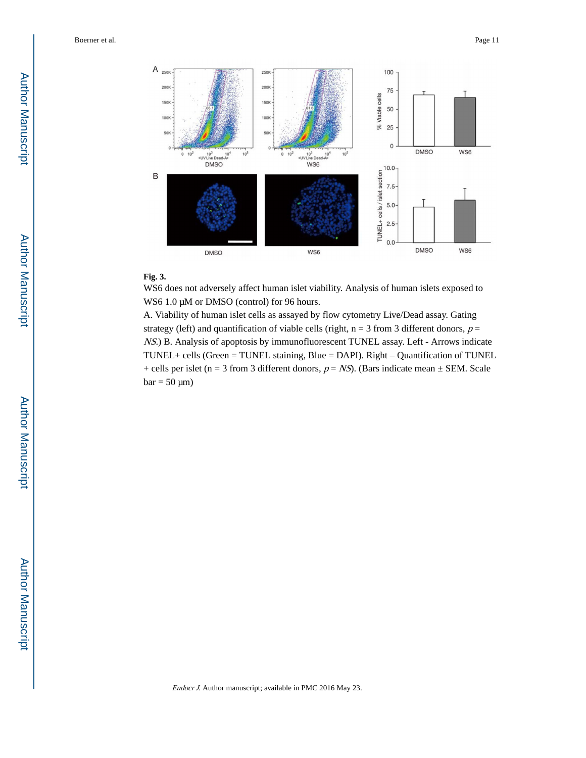**Fig. 3.**

WS6 does not adversely affect human islet viability. Analysis of human islets exposed to WS6 1.0 μM or DMSO (control) for 96 hours.

A. Viability of human islet cells as assayed by flow cytometry Live/Dead assay. Gating strategy (left) and quantification of viable cells (right, n = 3 from 3 different donors, $p$ = *NS*.) B. Analysis of apoptosis by immunofluorescent TUNEL assay. Left - Arrows indicate TUNEL+ cells (Green = TUNEL staining, Blue = DAPI). Right – Quantification of TUNEL + cells per islet (n = 3 from 3 different donors, $p$ = *NS*). (Bars indicate mean ± SEM. Scale bar = 50 μm)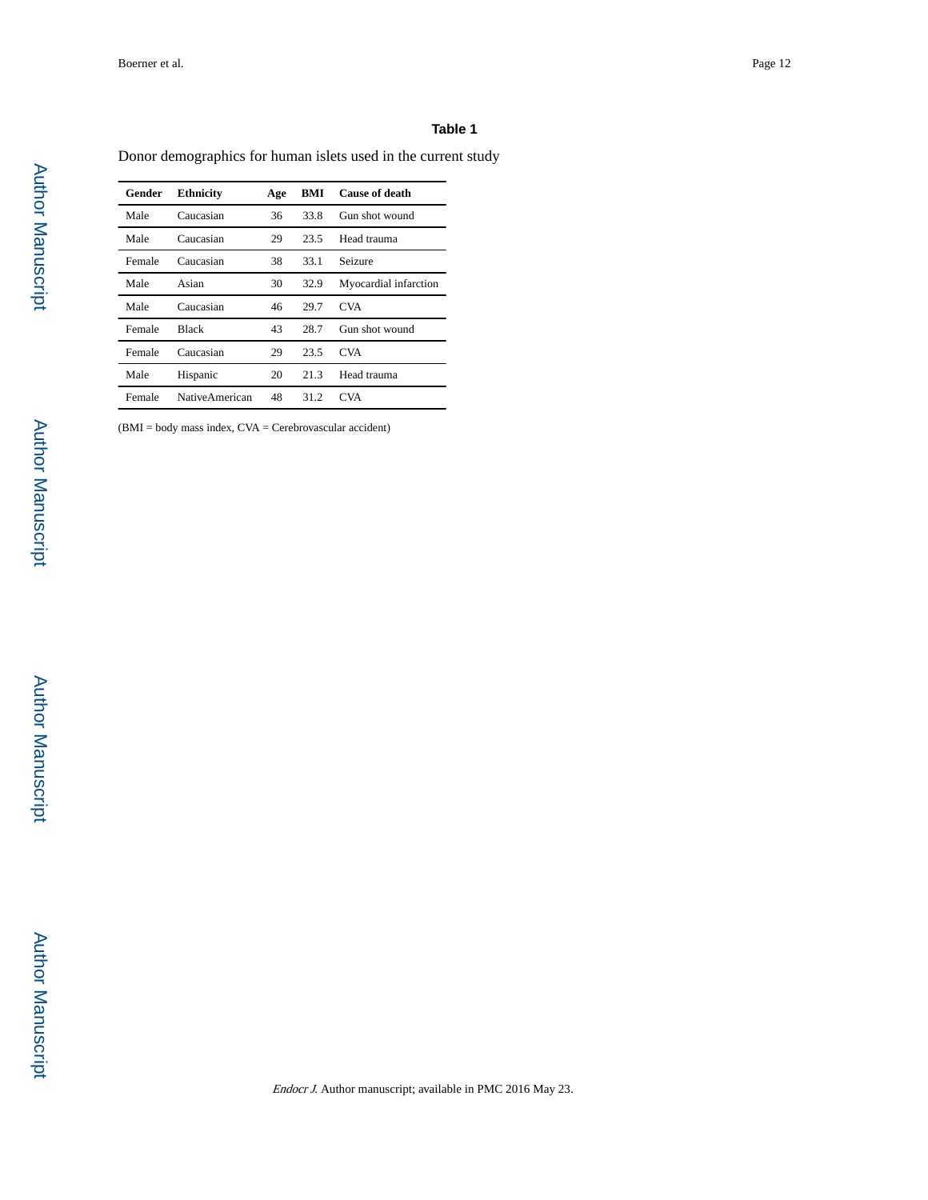**Table 1**

Donor demographics for human islets used in the current study

| Gender | Ethnicity | Age | BMI | Cause of death |
|---|---|---|---|---|
| Male | Caucasian | 36 | 33.8 | Gun shot wound |
| Male | Caucasian | 29 | 23.5 | Head trauma |
| Female | Caucasian | 38 | 33.1 | Seizure |
| Male | Asian | 30 | 32.9 | Myocardial infarction |
| Male | Caucasian | 46 | 29.7 | CVA |
| Female | Black | 43 | 28.7 | Gun shot wound |
| Female | Caucasian | 29 | 23.5 | CVA |
| Male | Hispanic | 20 | 21.3 | Head trauma |
| Female | NativeAmerican | 48 | 31.2 | CVA |

(BMI = body mass index, CVA = Cerebrovascular accident)